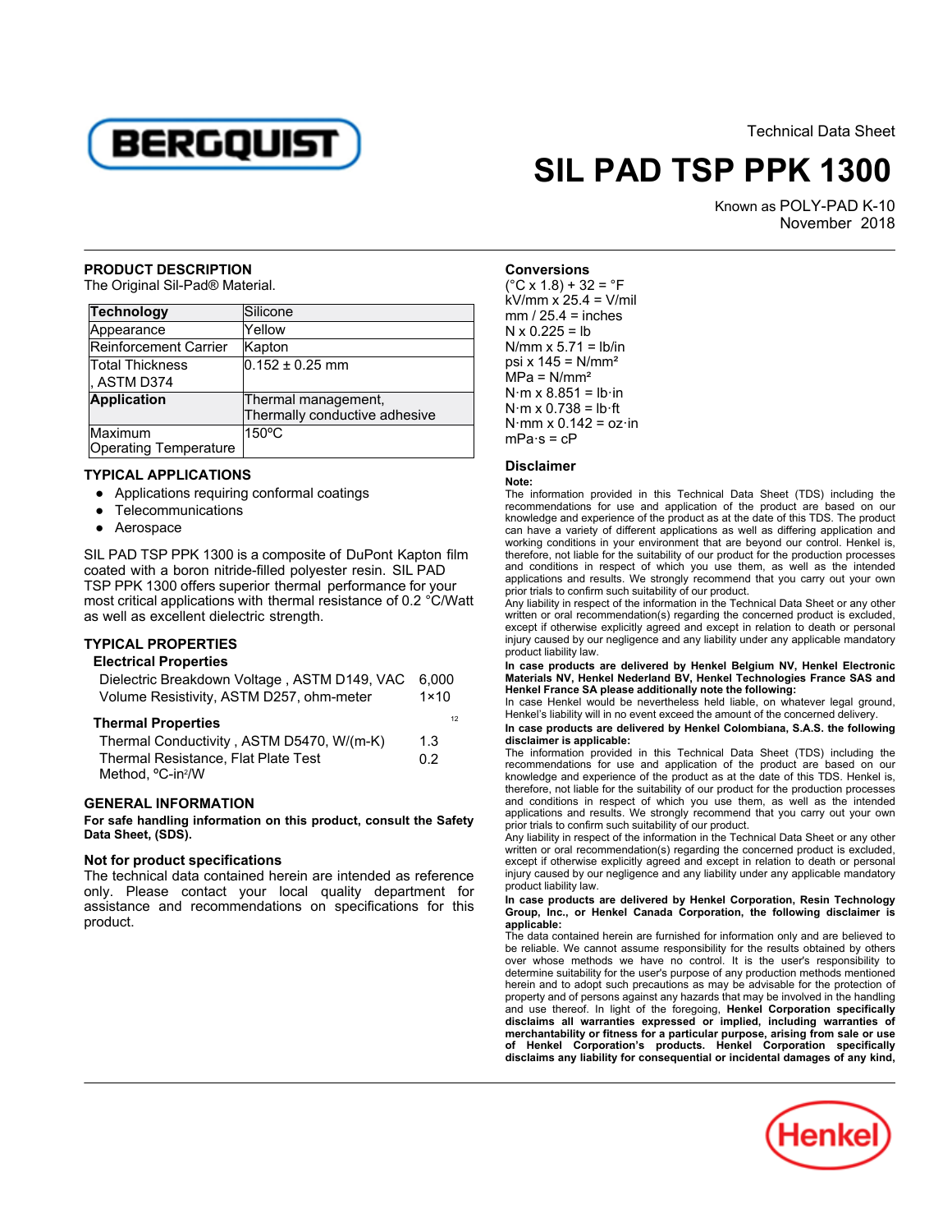Technical Data Sheet

# SIL PAD TSP PPK 1300

Known as POLY-PAD K-10
November 2018

## PRODUCT DESCRIPTION

The Original Sil-Pad® Material.

| **Technology** | Silicone |
|---|---|
| Appearance | Yellow |
| Reinforcement Carrier | Kapton |
| Total Thickness , ASTM D374 | 0.152 ± 0.25 mm |
| **Application** | Thermal management, Thermally conductive adhesive |
| Maximum Operating Temperature | 150°C |

## TYPICAL APPLICATIONS

- Applications requiring conformal coatings
- Telecommunications
- Aerospace

SIL PAD TSP PPK 1300 is a composite of DuPont Kapton film coated with a boron nitride-filled polyester resin. SIL PAD TSP PPK 1300 offers superior thermal performance for your most critical applications with thermal resistance of 0.2 °C/Watt as well as excellent dielectric strength.

## TYPICAL PROPERTIES

### Electrical Properties

| | |
|---|---|
| Dielectric Breakdown Voltage , ASTM D149, VAC | 6,000 |
| Volume Resistivity, ASTM D257, ohm-meter | $1\times10^{12}$ |

### Thermal Properties

| | |
|---|---|
| Thermal Conductivity , ASTM D5470, W/(m-K) | 1.3 |
| Thermal Resistance, Flat Plate Test Method, °C-in²/W | 0.2 |

## GENERAL INFORMATION

**For safe handling information on this product, consult the Safety Data Sheet, (SDS).**

### Not for product specifications

The technical data contained herein are intended as reference only. Please contact your local quality department for assistance and recommendations on specifications for this product.

### Conversions

(°C x 1.8) + 32 = °F
kV/mm x 25.4 = V/mil
mm / 25.4 = inches
N x 0.225 = lb
N/mm x 5.71 = lb/in
psi x 145 = N/mm²
MPa = N/mm²
N·m x 8.851 = lb·in
N·m x 0.738 = lb·ft
N·mm x 0.142 = oz·in
mPa·s = cP

### Disclaimer

**Note:**
The information provided in this Technical Data Sheet (TDS) including the recommendations for use and application of the product are based on our knowledge and experience of the product as at the date of this TDS. The product can have a variety of different applications as well as differing application and working conditions in your environment that are beyond our control. Henkel is, therefore, not liable for the suitability of our product for the production processes and conditions in respect of which you use them, as well as the intended applications and results. We strongly recommend that you carry out your own prior trials to confirm such suitability of our product.
Any liability in respect of the information in the Technical Data Sheet or any other written or oral recommendation(s) regarding the concerned product is excluded, except if otherwise explicitly agreed and except in relation to death or personal injury caused by our negligence and any liability under any applicable mandatory product liability law.

**In case products are delivered by Henkel Belgium NV, Henkel Electronic Materials NV, Henkel Nederland BV, Henkel Technologies France SAS and Henkel France SA please additionally note the following:**
In case Henkel would be nevertheless held liable, on whatever legal ground, Henkel's liability will in no event exceed the amount of the concerned delivery.

**In case products are delivered by Henkel Colombiana, S.A.S. the following disclaimer is applicable:**
The information provided in this Technical Data Sheet (TDS) including the recommendations for use and application of the product are based on our knowledge and experience of the product as at the date of this TDS. Henkel is, therefore, not liable for the suitability of our product for the production processes and conditions in respect of which you use them, as well as the intended applications and results. We strongly recommend that you carry out your own prior trials to confirm such suitability of our product.
Any liability in respect of the information in the Technical Data Sheet or any other written or oral recommendation(s) regarding the concerned product is excluded, except if otherwise explicitly agreed and except in relation to death or personal injury caused by our negligence and any liability under any applicable mandatory product liability law.

**In case products are delivered by Henkel Corporation, Resin Technology Group, Inc., or Henkel Canada Corporation, the following disclaimer is applicable:**
The data contained herein are furnished for information only and are believed to be reliable. We cannot assume responsibility for the results obtained by others over whose methods we have no control. It is the user's responsibility to determine suitability for the user's purpose of any production methods mentioned herein and to adopt such precautions as may be advisable for the protection of property and of persons against any hazards that may be involved in the handling and use thereof. In light of the foregoing, **Henkel Corporation specifically disclaims all warranties expressed or implied, including warranties of merchantability or fitness for a particular purpose, arising from sale or use of Henkel Corporation's products. Henkel Corporation specifically disclaims any liability for consequential or incidental damages of any kind,**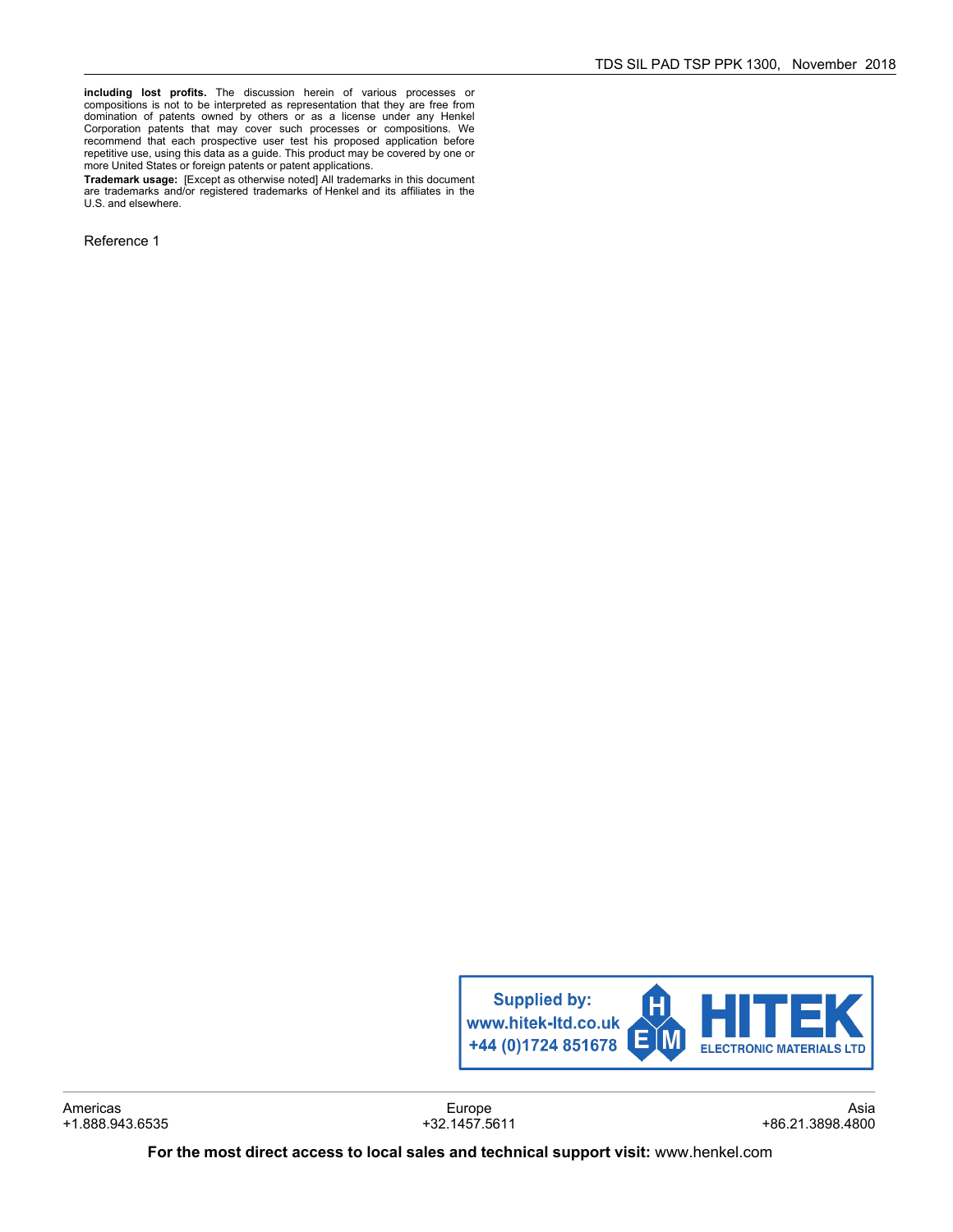**including lost profits.** The discussion herein of various processes or compositions is not to be interpreted as representation that they are free from domination of patents owned by others or as a license under any Henkel Corporation patents that may cover such processes or compositions. We recommend that each prospective user test his proposed application before repetitive use, using this data as a guide. This product may be covered by one or more United States or foreign patents or patent applications.

**Trademark usage:** [Except as otherwise noted] All trademarks in this document are trademarks and/or registered trademarks of Henkel and its affiliates in the U.S. and elsewhere.

Reference 1

Supplied by:
www.hitek-ltd.co.uk
+44 (0)1724 851678
HITEK
ELECTRONIC MATERIALS LTD

Americas
+1.888.943.6535

Europe
+32.1457.5611

Asia
+86.21.3898.4800

**For the most direct access to local sales and technical support visit:** www.henkel.com